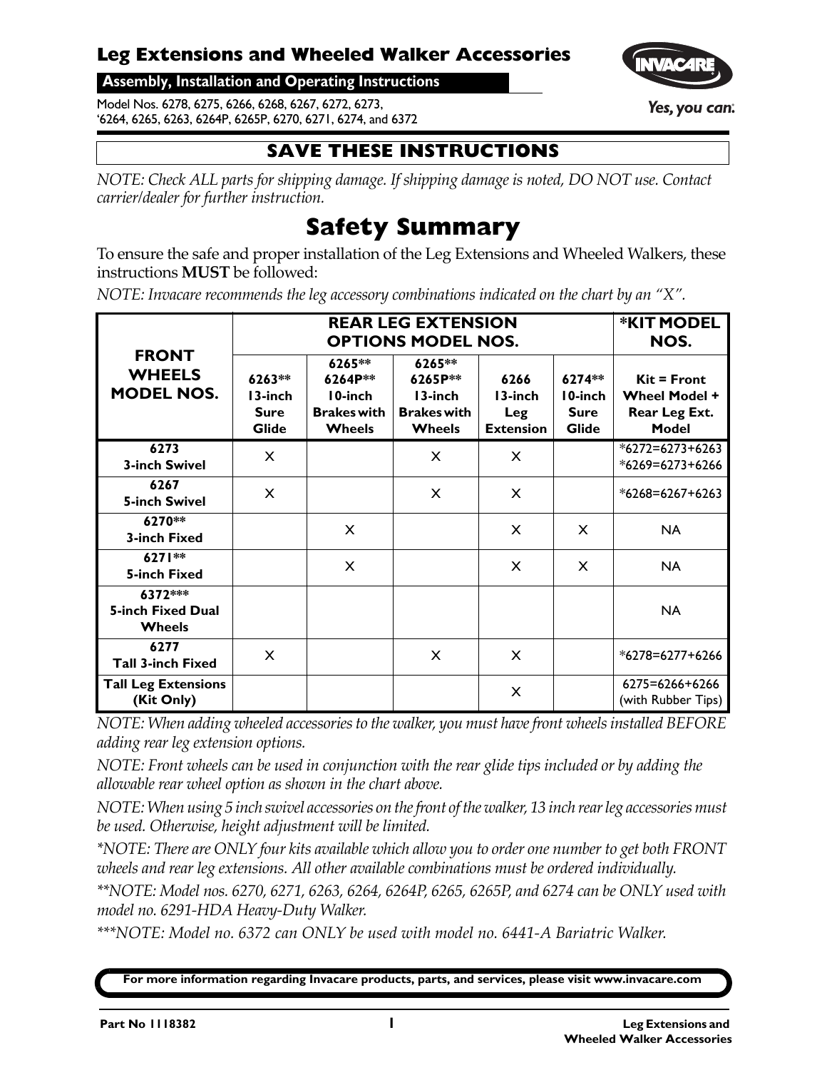# Leg Extensions and Wheeled Walker Accessories

**Assembly, Installation and Operating Instructions**

Model Nos. 6278, 6275, 6266, 6268, 6267, 6272, 6273, '6264, 6265, 6263, 6264P, 6265P, 6270, 6271, 6274, and 6372

Yes, you can.

## SAVE THESE INSTRUCTIONS

*NOTE: Check ALL parts for shipping damage. If shipping damage is noted, DO NOT use. Contact carrier/dealer for further instruction.*

# Safety Summary

To ensure the safe and proper installation of the Leg Extensions and Wheeled Walkers, these instructions **MUST** be followed:

*NOTE: Invacare recommends the leg accessory combinations indicated on the chart by an "X".*

| FRONT WHEELS MODEL NOS. | REAR LEG EXTENSION OPTIONS MODEL NOS. | | | | | *KIT MODEL NOS. |
|---|---|---|---|---|---|---|
| | 6263** 13-inch Sure Glide | 6265** 6264P** 10-inch Brakes with Wheels | 6265** 6265P** 13-inch Brakes with Wheels | 6266 13-inch Leg Extension | 6274** 10-inch Sure Glide | Kit = Front Wheel Model + Rear Leg Ext. Model |
| 6273 3-inch Swivel | X | | X | X | | *6272=6273+6263 *6269=6273+6266 |
| 6267 5-inch Swivel | X | | X | X | | *6268=6267+6263 |
| 6270** 3-inch Fixed | | X | | X | X | NA |
| 6271** 5-inch Fixed | | X | | X | X | NA |
| 6372*** 5-inch Fixed Dual Wheels | | | | | | NA |
| 6277 Tall 3-inch Fixed | X | | X | X | | *6278=6277+6266 |
| Tall Leg Extensions (Kit Only) | | | | X | | 6275=6266+6266 (with Rubber Tips) |

*NOTE: When adding wheeled accessories to the walker, you must have front wheels installed BEFORE adding rear leg extension options.*

*NOTE: Front wheels can be used in conjunction with the rear glide tips included or by adding the allowable rear wheel option as shown in the chart above.*

*NOTE: When using 5 inch swivel accessories on the front of the walker, 13 inch rear leg accessories must be used. Otherwise, height adjustment will be limited.*

**NOTE: There are ONLY four kits available which allow you to order one number to get both FRONT wheels and rear leg extensions. All other available combinations must be ordered individually.*

***NOTE: Model nos. 6270, 6271, 6263, 6264, 6264P, 6265, 6265P, and 6274 can be ONLY used with model no. 6291-HDA Heavy-Duty Walker.*

****NOTE: Model no. 6372 can ONLY be used with model no. 6441-A Bariatric Walker.*

**For more information regarding Invacare products, parts, and services, please visit www.invacare.com**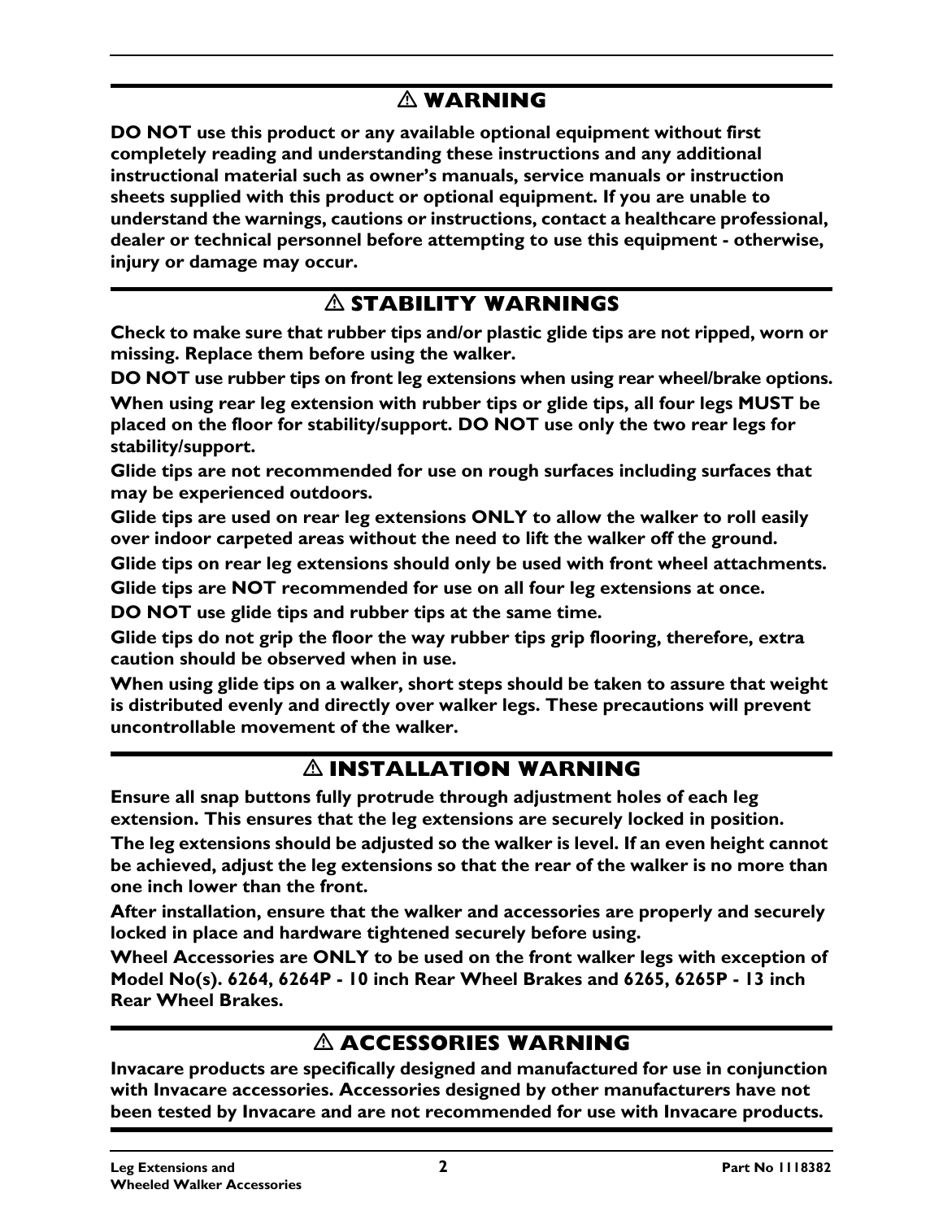## ⚠ WARNING

**DO NOT use this product or any available optional equipment without first completely reading and understanding these instructions and any additional instructional material such as owner's manuals, service manuals or instruction sheets supplied with this product or optional equipment. If you are unable to understand the warnings, cautions or instructions, contact a healthcare professional, dealer or technical personnel before attempting to use this equipment - otherwise, injury or damage may occur.**

## ⚠ STABILITY WARNINGS

**Check to make sure that rubber tips and/or plastic glide tips are not ripped, worn or missing. Replace them before using the walker.**

**DO NOT use rubber tips on front leg extensions when using rear wheel/brake options.**

**When using rear leg extension with rubber tips or glide tips, all four legs MUST be placed on the floor for stability/support. DO NOT use only the two rear legs for stability/support.**

**Glide tips are not recommended for use on rough surfaces including surfaces that may be experienced outdoors.**

**Glide tips are used on rear leg extensions ONLY to allow the walker to roll easily over indoor carpeted areas without the need to lift the walker off the ground.**

**Glide tips on rear leg extensions should only be used with front wheel attachments.**

**Glide tips are NOT recommended for use on all four leg extensions at once.**

**DO NOT use glide tips and rubber tips at the same time.**

**Glide tips do not grip the floor the way rubber tips grip flooring, therefore, extra caution should be observed when in use.**

**When using glide tips on a walker, short steps should be taken to assure that weight is distributed evenly and directly over walker legs. These precautions will prevent uncontrollable movement of the walker.**

## ⚠ INSTALLATION WARNING

**Ensure all snap buttons fully protrude through adjustment holes of each leg extension. This ensures that the leg extensions are securely locked in position.**

**The leg extensions should be adjusted so the walker is level. If an even height cannot be achieved, adjust the leg extensions so that the rear of the walker is no more than one inch lower than the front.**

**After installation, ensure that the walker and accessories are properly and securely locked in place and hardware tightened securely before using.**

**Wheel Accessories are ONLY to be used on the front walker legs with exception of Model No(s). 6264, 6264P - 10 inch Rear Wheel Brakes and 6265, 6265P - 13 inch Rear Wheel Brakes.**

## ⚠ ACCESSORIES WARNING

**Invacare products are specifically designed and manufactured for use in conjunction with Invacare accessories. Accessories designed by other manufacturers have not been tested by Invacare and are not recommended for use with Invacare products.**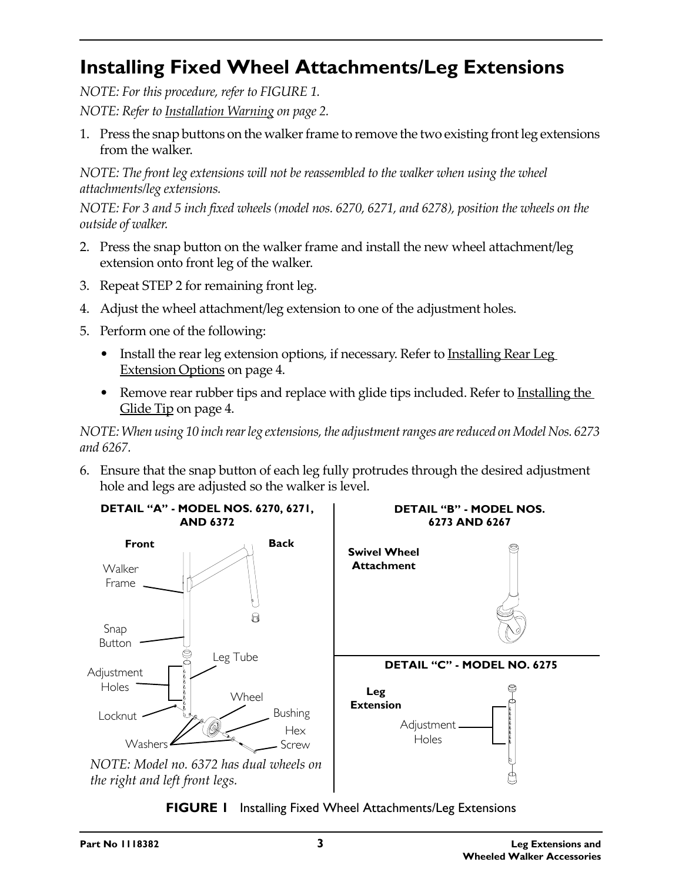## Installing Fixed Wheel Attachments/Leg Extensions

*NOTE: For this procedure, refer to FIGURE 1.*

*NOTE: Refer to Installation Warning on page 2.*

1. Press the snap buttons on the walker frame to remove the two existing front leg extensions from the walker.

*NOTE: The front leg extensions will not be reassembled to the walker when using the wheel attachments/leg extensions.*

*NOTE: For 3 and 5 inch fixed wheels (model nos. 6270, 6271, and 6278), position the wheels on the outside of walker.*

2. Press the snap button on the walker frame and install the new wheel attachment/leg extension onto front leg of the walker.
3. Repeat STEP 2 for remaining front leg.
4. Adjust the wheel attachment/leg extension to one of the adjustment holes.
5. Perform one of the following:
   - Install the rear leg extension options, if necessary. Refer to Installing Rear Leg Extension Options on page 4.
   - Remove rear rubber tips and replace with glide tips included. Refer to Installing the Glide Tip on page 4.

*NOTE: When using 10 inch rear leg extensions, the adjustment ranges are reduced on Model Nos. 6273 and 6267.*

6. Ensure that the snap button of each leg fully protrudes through the desired adjustment hole and legs are adjusted so the walker is level.

**DETAIL "A" - MODEL NOS. 6270, 6271, AND 6372**

Front, Back, Walker Frame, Snap Button, Adjustment Holes, Leg Tube, Locknut, Wheel, Bushing, Washers, Hex Screw

*NOTE: Model no. 6372 has dual wheels on the right and left front legs.*

**DETAIL "B" - MODEL NOS. 6273 AND 6267**

Swivel Wheel Attachment

**DETAIL "C" - MODEL NO. 6275**

Leg Extension, Adjustment Holes

**FIGURE 1** Installing Fixed Wheel Attachments/Leg Extensions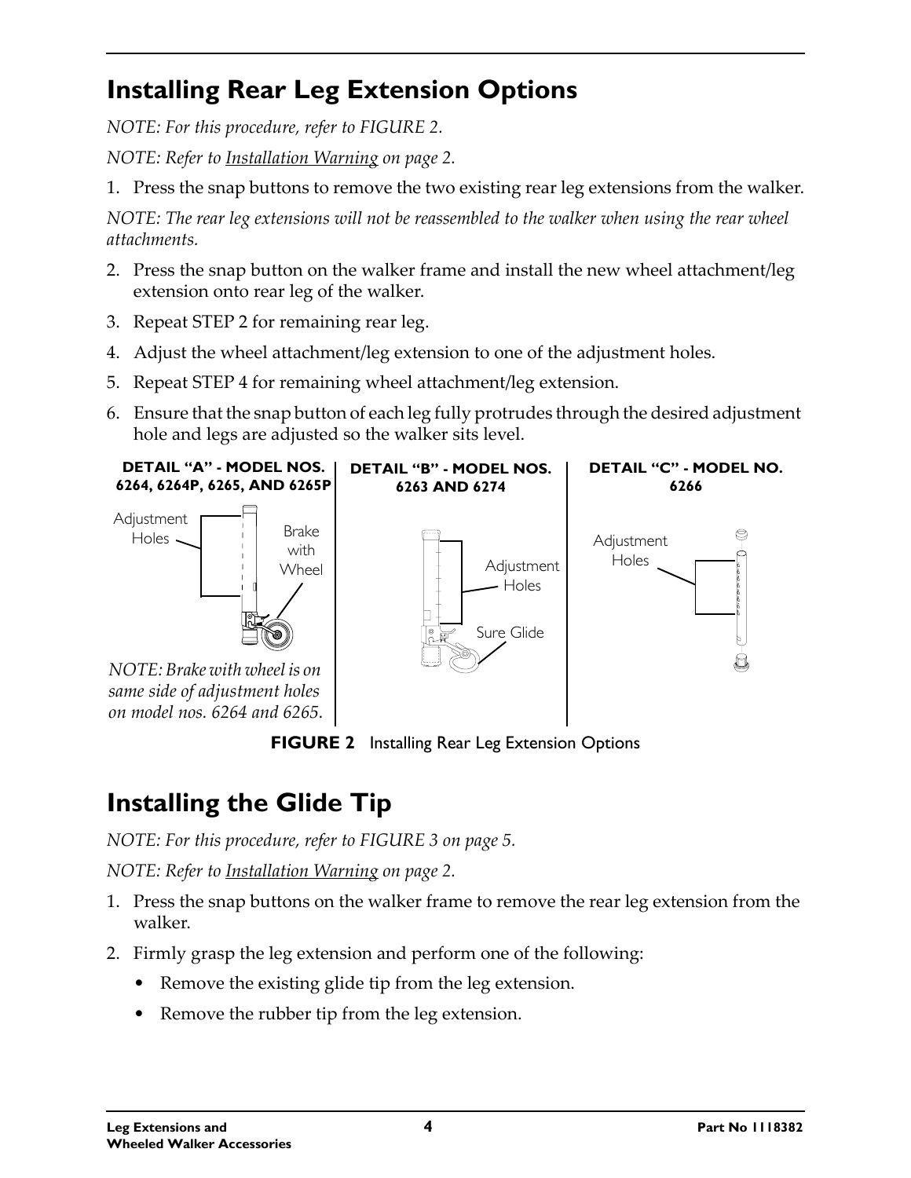## Installing Rear Leg Extension Options

*NOTE: For this procedure, refer to FIGURE 2.*

*NOTE: Refer to Installation Warning on page 2.*

1. Press the snap buttons to remove the two existing rear leg extensions from the walker.

*NOTE: The rear leg extensions will not be reassembled to the walker when using the rear wheel attachments.*

2. Press the snap button on the walker frame and install the new wheel attachment/leg extension onto rear leg of the walker.
3. Repeat STEP 2 for remaining rear leg.
4. Adjust the wheel attachment/leg extension to one of the adjustment holes.
5. Repeat STEP 4 for remaining wheel attachment/leg extension.
6. Ensure that the snap button of each leg fully protrudes through the desired adjustment hole and legs are adjusted so the walker sits level.

**DETAIL "A" - MODEL NOS. 6264, 6264P, 6265, AND 6265P**

Adjustment Holes

Brake with Wheel

*NOTE: Brake with wheel is on same side of adjustment holes on model nos. 6264 and 6265.*

**DETAIL "B" - MODEL NOS. 6263 AND 6274**

Adjustment Holes

Sure Glide

**DETAIL "C" - MODEL NO. 6266**

Adjustment Holes

**FIGURE 2** Installing Rear Leg Extension Options

## Installing the Glide Tip

*NOTE: For this procedure, refer to FIGURE 3 on page 5.*

*NOTE: Refer to Installation Warning on page 2.*

1. Press the snap buttons on the walker frame to remove the rear leg extension from the walker.
2. Firmly grasp the leg extension and perform one of the following:
   - Remove the existing glide tip from the leg extension.
   - Remove the rubber tip from the leg extension.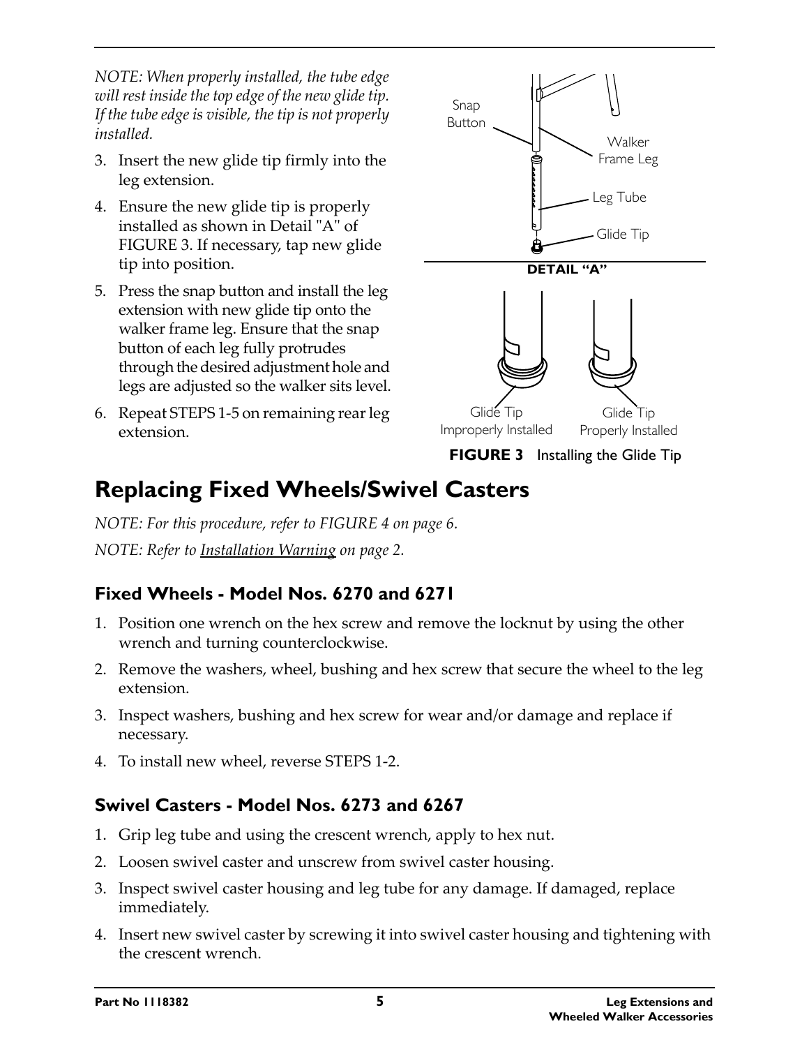*NOTE: When properly installed, the tube edge will rest inside the top edge of the new glide tip. If the tube edge is visible, the tip is not properly installed.*

3. Insert the new glide tip firmly into the leg extension.
4. Ensure the new glide tip is properly installed as shown in Detail "A" of FIGURE 3. If necessary, tap new glide tip into position.
5. Press the snap button and install the leg extension with new glide tip onto the walker frame leg. Ensure that the snap button of each leg fully protrudes through the desired adjustment hole and legs are adjusted so the walker sits level.
6. Repeat STEPS 1-5 on remaining rear leg extension.

Snap Button
Walker Frame Leg
Leg Tube
Glide Tip

**DETAIL "A"**

Glide Tip Improperly Installed
Glide Tip Properly Installed

**FIGURE 3** Installing the Glide Tip

# Replacing Fixed Wheels/Swivel Casters

*NOTE: For this procedure, refer to FIGURE 4 on page 6.*

*NOTE: Refer to Installation Warning on page 2.*

## Fixed Wheels - Model Nos. 6270 and 6271

1. Position one wrench on the hex screw and remove the locknut by using the other wrench and turning counterclockwise.
2. Remove the washers, wheel, bushing and hex screw that secure the wheel to the leg extension.
3. Inspect washers, bushing and hex screw for wear and/or damage and replace if necessary.
4. To install new wheel, reverse STEPS 1-2.

## Swivel Casters - Model Nos. 6273 and 6267

1. Grip leg tube and using the crescent wrench, apply to hex nut.
2. Loosen swivel caster and unscrew from swivel caster housing.
3. Inspect swivel caster housing and leg tube for any damage. If damaged, replace immediately.
4. Insert new swivel caster by screwing it into swivel caster housing and tightening with the crescent wrench.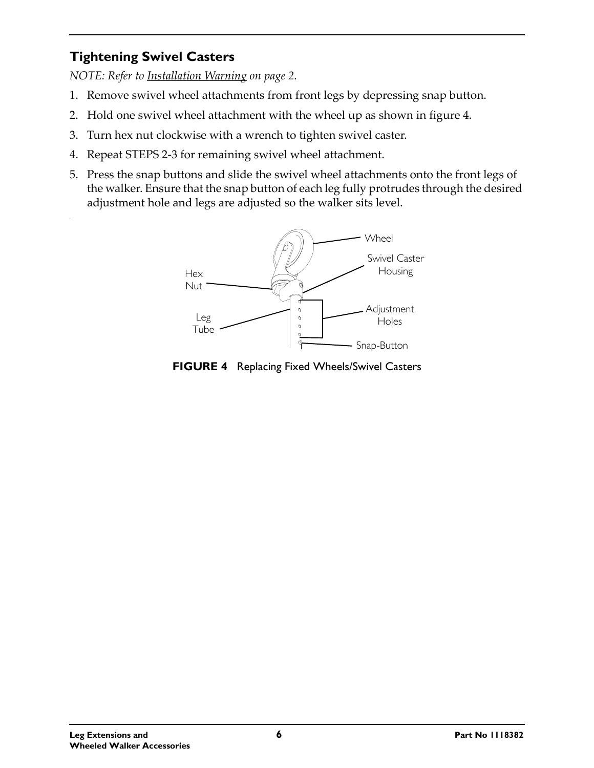## Tightening Swivel Casters

*NOTE: Refer to Installation Warning on page 2.*

1. Remove swivel wheel attachments from front legs by depressing snap button.
2. Hold one swivel wheel attachment with the wheel up as shown in figure 4.
3. Turn hex nut clockwise with a wrench to tighten swivel caster.
4. Repeat STEPS 2-3 for remaining swivel wheel attachment.
5. Press the snap buttons and slide the swivel wheel attachments onto the front legs of the walker. Ensure that the snap button of each leg fully protrudes through the desired adjustment hole and legs are adjusted so the walker sits level.

**FIGURE 4** Replacing Fixed Wheels/Swivel Casters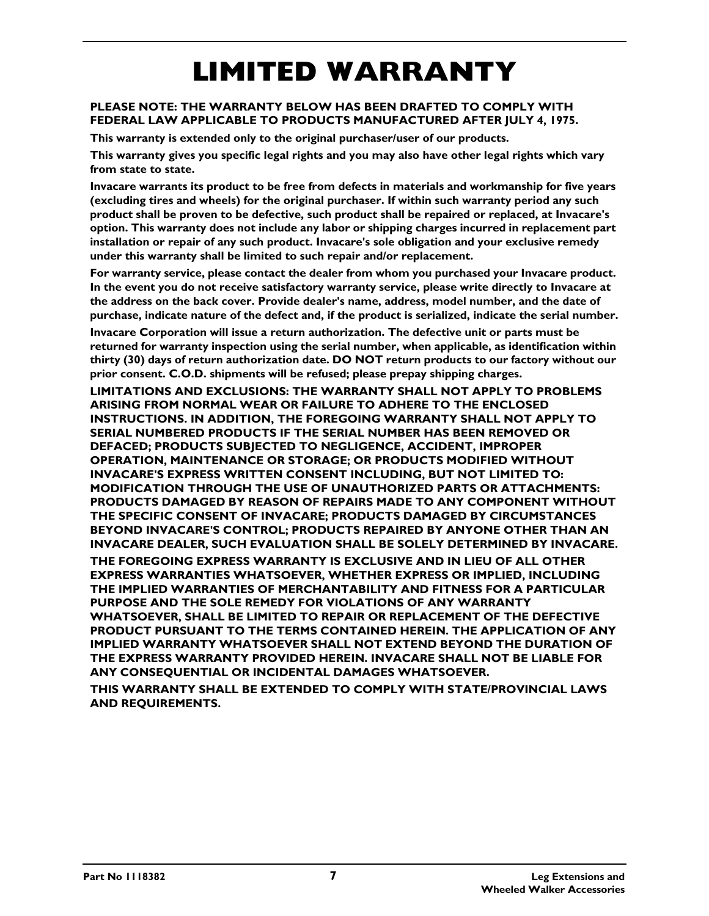# LIMITED WARRANTY

**PLEASE NOTE: THE WARRANTY BELOW HAS BEEN DRAFTED TO COMPLY WITH FEDERAL LAW APPLICABLE TO PRODUCTS MANUFACTURED AFTER JULY 4, 1975.**

**This warranty is extended only to the original purchaser/user of our products.**

**This warranty gives you specific legal rights and you may also have other legal rights which vary from state to state.**

**Invacare warrants its product to be free from defects in materials and workmanship for five years (excluding tires and wheels) for the original purchaser. If within such warranty period any such product shall be proven to be defective, such product shall be repaired or replaced, at Invacare's option. This warranty does not include any labor or shipping charges incurred in replacement part installation or repair of any such product. Invacare's sole obligation and your exclusive remedy under this warranty shall be limited to such repair and/or replacement.**

**For warranty service, please contact the dealer from whom you purchased your Invacare product. In the event you do not receive satisfactory warranty service, please write directly to Invacare at the address on the back cover. Provide dealer's name, address, model number, and the date of purchase, indicate nature of the defect and, if the product is serialized, indicate the serial number.**

**Invacare Corporation will issue a return authorization. The defective unit or parts must be returned for warranty inspection using the serial number, when applicable, as identification within thirty (30) days of return authorization date. DO NOT return products to our factory without our prior consent. C.O.D. shipments will be refused; please prepay shipping charges.**

**LIMITATIONS AND EXCLUSIONS: THE WARRANTY SHALL NOT APPLY TO PROBLEMS ARISING FROM NORMAL WEAR OR FAILURE TO ADHERE TO THE ENCLOSED INSTRUCTIONS. IN ADDITION, THE FOREGOING WARRANTY SHALL NOT APPLY TO SERIAL NUMBERED PRODUCTS IF THE SERIAL NUMBER HAS BEEN REMOVED OR DEFACED; PRODUCTS SUBJECTED TO NEGLIGENCE, ACCIDENT, IMPROPER OPERATION, MAINTENANCE OR STORAGE; OR PRODUCTS MODIFIED WITHOUT INVACARE'S EXPRESS WRITTEN CONSENT INCLUDING, BUT NOT LIMITED TO: MODIFICATION THROUGH THE USE OF UNAUTHORIZED PARTS OR ATTACHMENTS: PRODUCTS DAMAGED BY REASON OF REPAIRS MADE TO ANY COMPONENT WITHOUT THE SPECIFIC CONSENT OF INVACARE; PRODUCTS DAMAGED BY CIRCUMSTANCES BEYOND INVACARE'S CONTROL; PRODUCTS REPAIRED BY ANYONE OTHER THAN AN INVACARE DEALER, SUCH EVALUATION SHALL BE SOLELY DETERMINED BY INVACARE.**

**THE FOREGOING EXPRESS WARRANTY IS EXCLUSIVE AND IN LIEU OF ALL OTHER EXPRESS WARRANTIES WHATSOEVER, WHETHER EXPRESS OR IMPLIED, INCLUDING THE IMPLIED WARRANTIES OF MERCHANTABILITY AND FITNESS FOR A PARTICULAR PURPOSE AND THE SOLE REMEDY FOR VIOLATIONS OF ANY WARRANTY WHATSOEVER, SHALL BE LIMITED TO REPAIR OR REPLACEMENT OF THE DEFECTIVE PRODUCT PURSUANT TO THE TERMS CONTAINED HEREIN. THE APPLICATION OF ANY IMPLIED WARRANTY WHATSOEVER SHALL NOT EXTEND BEYOND THE DURATION OF THE EXPRESS WARRANTY PROVIDED HEREIN. INVACARE SHALL NOT BE LIABLE FOR ANY CONSEQUENTIAL OR INCIDENTAL DAMAGES WHATSOEVER.**

**THIS WARRANTY SHALL BE EXTENDED TO COMPLY WITH STATE/PROVINCIAL LAWS AND REQUIREMENTS.**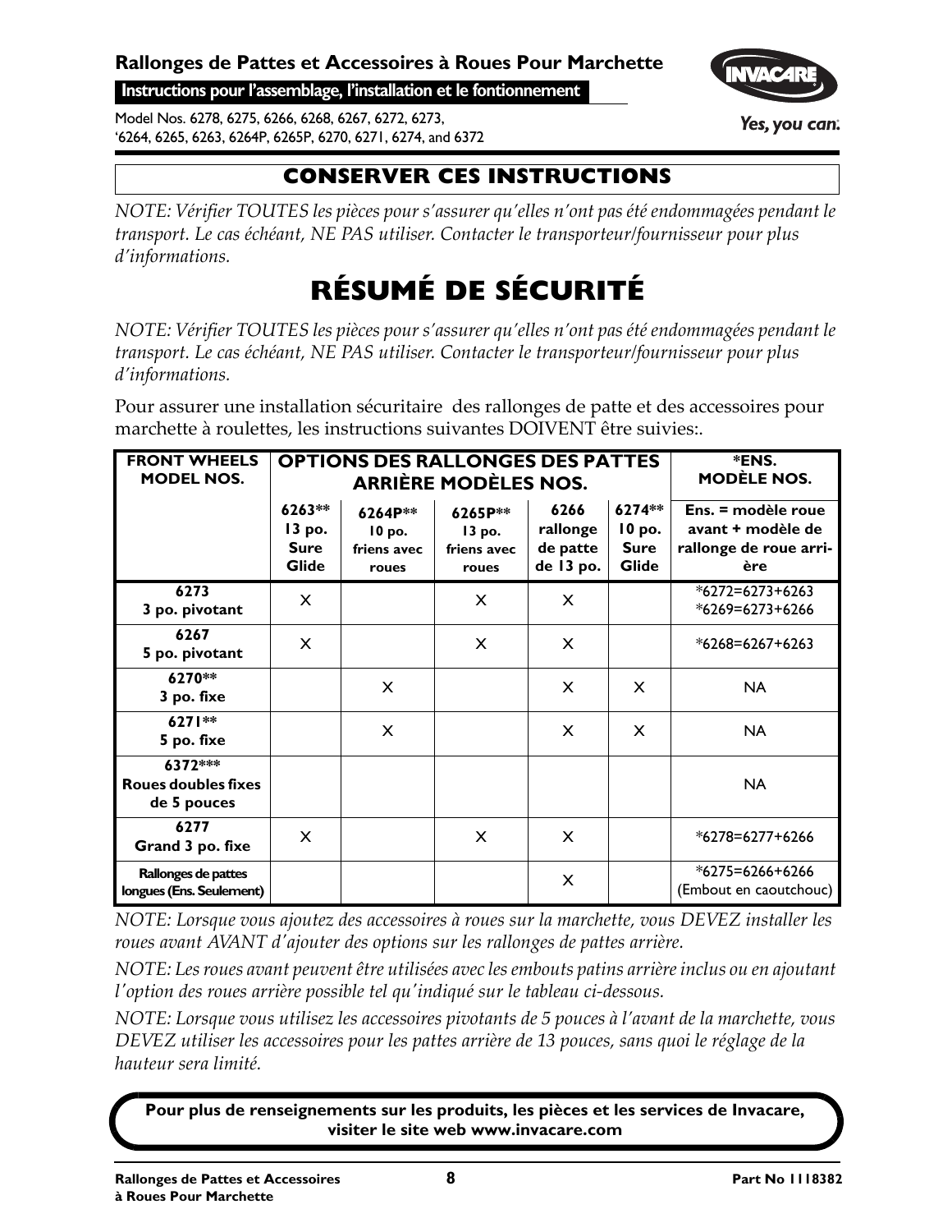**Rallonges de Pattes et Accessoires à Roues Pour Marchette**

**Instructions pour l'assemblage, l'installation et le fontionnement**

Model Nos. 6278, 6275, 6266, 6268, 6267, 6272, 6273,
'6264, 6265, 6263, 6264P, 6265P, 6270, 6271, 6274, and 6372

## CONSERVER CES INSTRUCTIONS

*NOTE: Vérifier TOUTES les pièces pour s'assurer qu'elles n'ont pas été endommagées pendant le transport. Le cas échéant, NE PAS utiliser. Contacter le transporteur/fournisseur pour plus d'informations.*

# RÉSUMÉ DE SÉCURITÉ

*NOTE: Vérifier TOUTES les pièces pour s'assurer qu'elles n'ont pas été endommagées pendant le transport. Le cas échéant, NE PAS utiliser. Contacter le transporteur/fournisseur pour plus d'informations.*

Pour assurer une installation sécuritaire des rallonges de patte et des accessoires pour marchette à roulettes, les instructions suivantes DOIVENT être suivies:.

| FRONT WHEELS MODEL NOS. | OPTIONS DES RALLONGES DES PATTES ARRIÈRE MODÈLES NOS. | | | | | *ENS. MODÈLE NOS. |
|---|---|---|---|---|---|---|
| | 6263** 13 po. Sure Glide | 6264P** 10 po. friens avec roues | 6265P** 13 po. friens avec roues | 6266 rallonge de patte de 13 po. | 6274** 10 po. Sure Glide | Ens. = modèle roue avant + modèle de rallonge de roue arrière |
| 6273 3 po. pivotant | X | | X | X | | *6272=6273+6263 *6269=6273+6266 |
| 6267 5 po. pivotant | X | | X | X | | *6268=6267+6263 |
| 6270** 3 po. fixe | | X | | X | X | NA |
| 6271** 5 po. fixe | | X | | X | X | NA |
| 6372*** Roues doubles fixes de 5 pouces | | | | | | NA |
| 6277 Grand 3 po. fixe | X | | X | X | | *6278=6277+6266 |
| Rallonges de pattes longues (Ens. Seulement) | | | | X | | *6275=6266+6266 (Embout en caoutchouc) |

*NOTE: Lorsque vous ajoutez des accessoires à roues sur la marchette, vous DEVEZ installer les roues avant AVANT d'ajouter des options sur les rallonges de pattes arrière.*

*NOTE: Les roues avant peuvent être utilisées avec les embouts patins arrière inclus ou en ajoutant l'option des roues arrière possible tel qu'indiqué sur le tableau ci-dessous.*

*NOTE: Lorsque vous utilisez les accessoires pivotants de 5 pouces à l'avant de la marchette, vous DEVEZ utiliser les accessoires pour les pattes arrière de 13 pouces, sans quoi le réglage de la hauteur sera limité.*

**Pour plus de renseignements sur les produits, les pièces et les services de Invacare, visiter le site web www.invacare.com**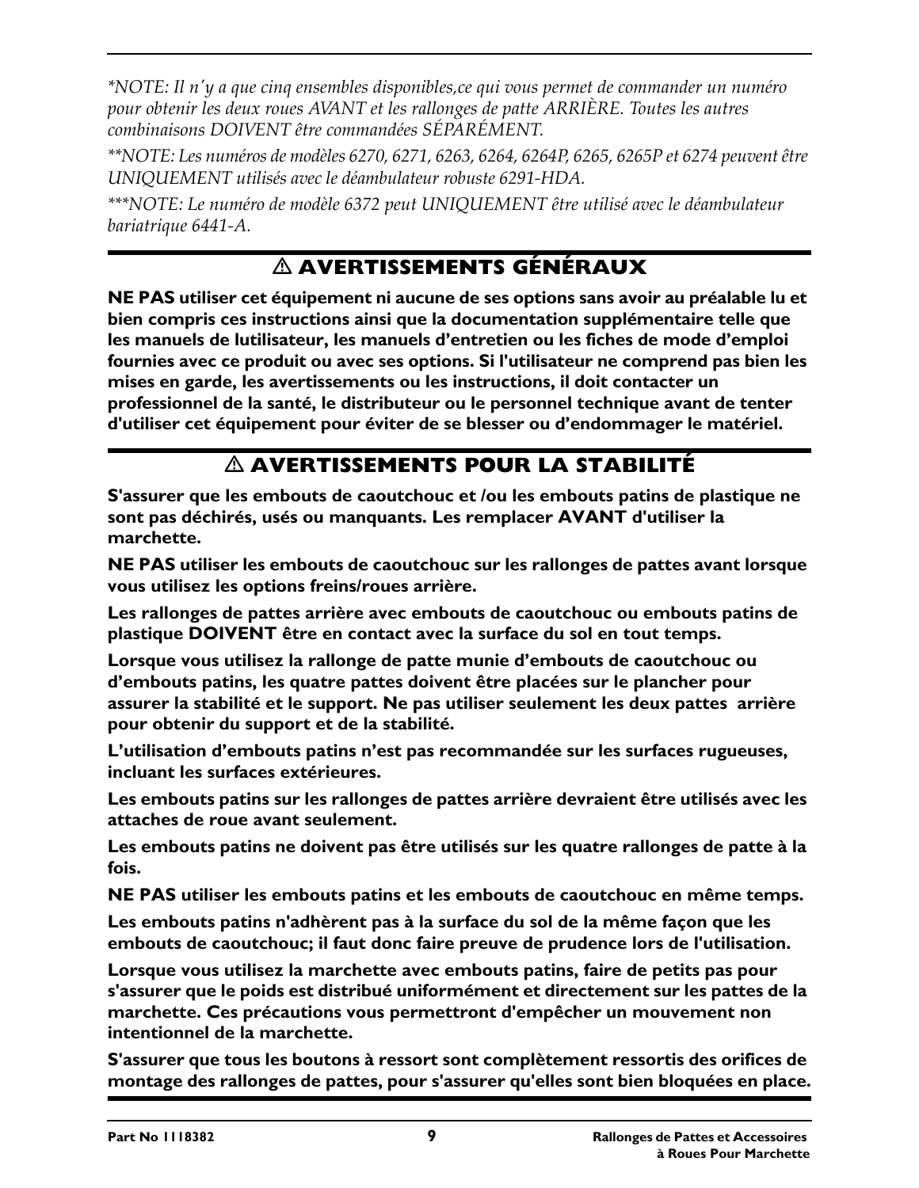*\*NOTE: Il n'y a que cinq ensembles disponibles,ce qui vous permet de commander un numéro pour obtenir les deux roues AVANT et les rallonges de patte ARRIÈRE. Toutes les autres combinaisons DOIVENT être commandées SÉPARÉMENT.*

*\*\*NOTE: Les numéros de modèles 6270, 6271, 6263, 6264, 6264P, 6265, 6265P et 6274 peuvent être UNIQUEMENT utilisés avec le déambulateur robuste 6291-HDA.*

*\*\*\*NOTE: Le numéro de modèle 6372 peut UNIQUEMENT être utilisé avec le déambulateur bariatrique 6441-A.*

## ⚠ AVERTISSEMENTS GÉNÉRAUX

**NE PAS utiliser cet équipement ni aucune de ses options sans avoir au préalable lu et bien compris ces instructions ainsi que la documentation supplémentaire telle que les manuels de lutilisateur, les manuels d'entretien ou les fiches de mode d'emploi fournies avec ce produit ou avec ses options. Si l'utilisateur ne comprend pas bien les mises en garde, les avertissements ou les instructions, il doit contacter un professionnel de la santé, le distributeur ou le personnel technique avant de tenter d'utiliser cet équipement pour éviter de se blesser ou d'endommager le matériel.**

## ⚠ AVERTISSEMENTS POUR LA STABILITÉ

**S'assurer que les embouts de caoutchouc et /ou les embouts patins de plastique ne sont pas déchirés, usés ou manquants. Les remplacer AVANT d'utiliser la marchette.**

**NE PAS utiliser les embouts de caoutchouc sur les rallonges de pattes avant lorsque vous utilisez les options freins/roues arrière.**

**Les rallonges de pattes arrière avec embouts de caoutchouc ou embouts patins de plastique DOIVENT être en contact avec la surface du sol en tout temps.**

**Lorsque vous utilisez la rallonge de patte munie d'embouts de caoutchouc ou d'embouts patins, les quatre pattes doivent être placées sur le plancher pour assurer la stabilité et le support. Ne pas utiliser seulement les deux pattes arrière pour obtenir du support et de la stabilité.**

**L'utilisation d'embouts patins n'est pas recommandée sur les surfaces rugueuses, incluant les surfaces extérieures.**

**Les embouts patins sur les rallonges de pattes arrière devraient être utilisés avec les attaches de roue avant seulement.**

**Les embouts patins ne doivent pas être utilisés sur les quatre rallonges de patte à la fois.**

**NE PAS utiliser les embouts patins et les embouts de caoutchouc en même temps.**

**Les embouts patins n'adhèrent pas à la surface du sol de la même façon que les embouts de caoutchouc; il faut donc faire preuve de prudence lors de l'utilisation.**

**Lorsque vous utilisez la marchette avec embouts patins, faire de petits pas pour s'assurer que le poids est distribué uniformément et directement sur les pattes de la marchette. Ces précautions vous permettront d'empêcher un mouvement non intentionnel de la marchette.**

**S'assurer que tous les boutons à ressort sont complètement ressortis des orifices de montage des rallonges de pattes, pour s'assurer qu'elles sont bien bloquées en place.**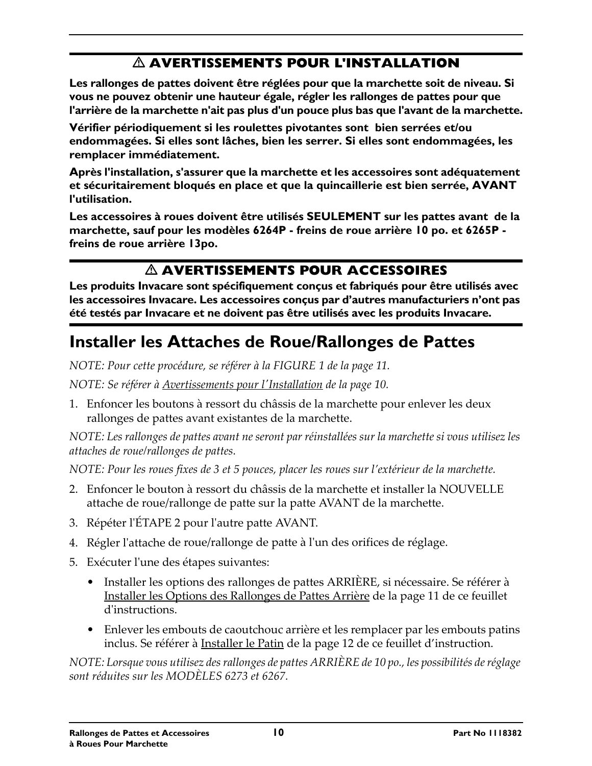## ⚠ AVERTISSEMENTS POUR L'INSTALLATION

**Les rallonges de pattes doivent être réglées pour que la marchette soit de niveau. Si vous ne pouvez obtenir une hauteur égale, régler les rallonges de pattes pour que l'arrière de la marchette n'ait pas plus d'un pouce plus bas que l'avant de la marchette.**

**Vérifier périodiquement si les roulettes pivotantes sont bien serrées et/ou endommagées. Si elles sont lâches, bien les serrer. Si elles sont endommagées, les remplacer immédiatement.**

**Après l'installation, s'assurer que la marchette et les accessoires sont adéquatement et sécuritairement bloqués en place et que la quincaillerie est bien serrée, AVANT l'utilisation.**

**Les accessoires à roues doivent être utilisés SEULEMENT sur les pattes avant de la marchette, sauf pour les modèles 6264P - freins de roue arrière 10 po. et 6265P - freins de roue arrière 13po.**

## ⚠ AVERTISSEMENTS POUR ACCESSOIRES

**Les produits Invacare sont spécifiquement conçus et fabriqués pour être utilisés avec les accessoires Invacare. Les accessoires conçus par d'autres manufacturiers n'ont pas été testés par Invacare et ne doivent pas être utilisés avec les produits Invacare.**

# Installer les Attaches de Roue/Rallonges de Pattes

*NOTE: Pour cette procédure, se référer à la FIGURE 1 de la page 11.*

*NOTE: Se référer à Avertissements pour l'Installation de la page 10.*

1. Enfoncer les boutons à ressort du châssis de la marchette pour enlever les deux rallonges de pattes avant existantes de la marchette.

*NOTE: Les rallonges de pattes avant ne seront par réinstallées sur la marchette si vous utilisez les attaches de roue/rallonges de pattes.*

*NOTE: Pour les roues fixes de 3 et 5 pouces, placer les roues sur l'extérieur de la marchette.*

2. Enfoncer le bouton à ressort du châssis de la marchette et installer la NOUVELLE attache de roue/rallonge de patte sur la patte AVANT de la marchette.
3. Répéter l'ÉTAPE 2 pour l'autre patte AVANT.
4. Régler l'attache de roue/rallonge de patte à l'un des orifices de réglage.
5. Exécuter l'une des étapes suivantes:
   - Installer les options des rallonges de pattes ARRIÈRE, si nécessaire. Se référer à Installer les Options des Rallonges de Pattes Arrière de la page 11 de ce feuillet d'instructions.
   - Enlever les embouts de caoutchouc arrière et les remplacer par les embouts patins inclus. Se référer à Installer le Patin de la page 12 de ce feuillet d'instruction.

*NOTE: Lorsque vous utilisez des rallonges de pattes ARRIÈRE de 10 po., les possibilités de réglage sont réduites sur les MODÈLES 6273 et 6267.*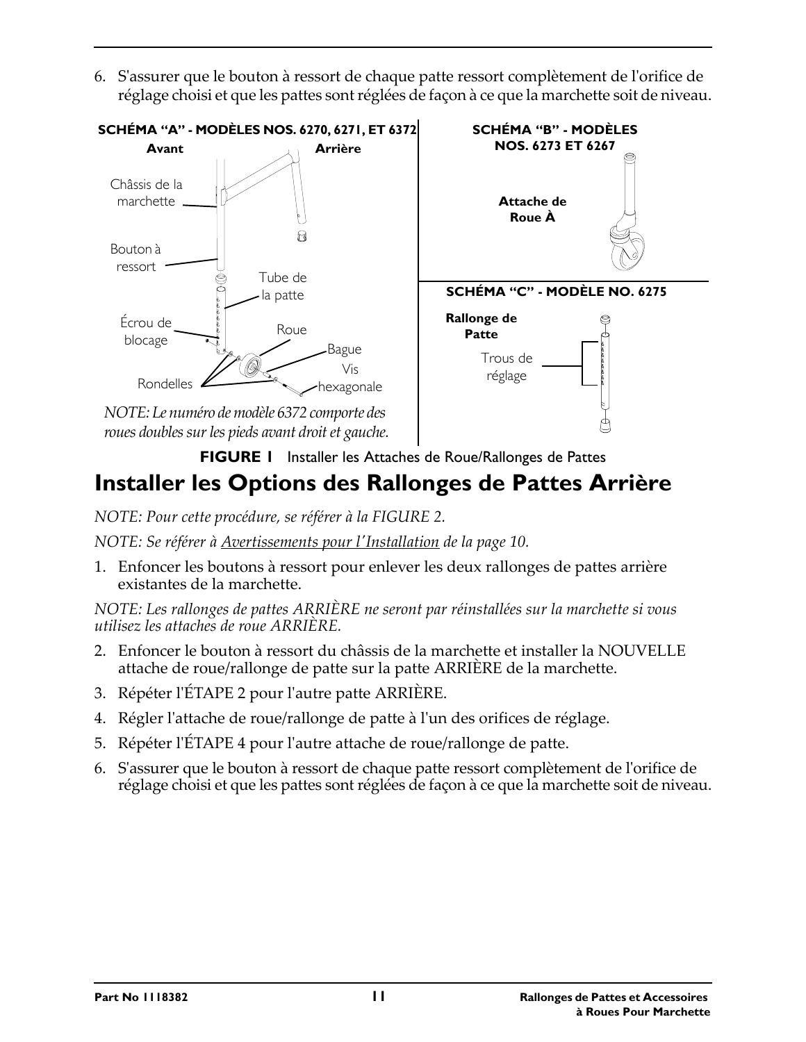6. S'assurer que le bouton à ressort de chaque patte ressort complètement de l'orifice de réglage choisi et que les pattes sont réglées de façon à ce que la marchette soit de niveau.

**SCHÉMA "A" - MODÈLES NOS. 6270, 6271, ET 6372**

**Avant** **Arrière**

Châssis de la marchette

Bouton à ressort

Tube de la patte

Écrou de blocage

Roue

Bague

Vis hexagonale

Rondelles

*NOTE: Le numéro de modèle 6372 comporte des roues doubles sur les pieds avant droit et gauche.*

**SCHÉMA "B" - MODÈLES NOS. 6273 ET 6267**

**Attache de Roue À**

**SCHÉMA "C" - MODÈLE NO. 6275**

**Rallonge de Patte**

Trous de réglage

**FIGURE 1** Installer les Attaches de Roue/Rallonges de Pattes

# Installer les Options des Rallonges de Pattes Arrière

*NOTE: Pour cette procédure, se référer à la FIGURE 2.*

*NOTE: Se référer à Avertissements pour l'Installation de la page 10.*

1. Enfoncer les boutons à ressort pour enlever les deux rallonges de pattes arrière existantes de la marchette.

*NOTE: Les rallonges de pattes ARRIÈRE ne seront par réinstallées sur la marchette si vous utilisez les attaches de roue ARRIÈRE.*

2. Enfoncer le bouton à ressort du châssis de la marchette et installer la NOUVELLE attache de roue/rallonge de patte sur la patte ARRIÈRE de la marchette.
3. Répéter l'ÉTAPE 2 pour l'autre patte ARRIÈRE.
4. Régler l'attache de roue/rallonge de patte à l'un des orifices de réglage.
5. Répéter l'ÉTAPE 4 pour l'autre attache de roue/rallonge de patte.
6. S'assurer que le bouton à ressort de chaque patte ressort complètement de l'orifice de réglage choisi et que les pattes sont réglées de façon à ce que la marchette soit de niveau.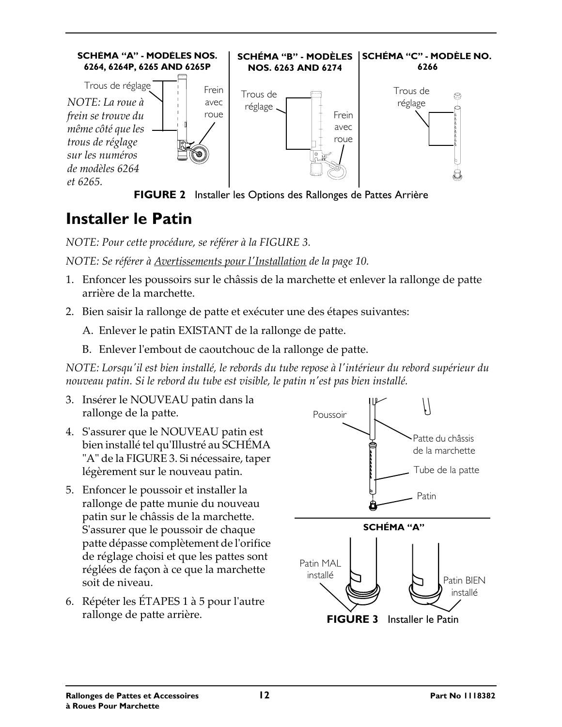**SCHÉMA "A" - MODÈLES NOS. 6264, 6264P, 6265 AND 6265P**

Trous de réglage

Frein avec roue

*NOTE: La roue à frein se trouve du même côté que les trous de réglage sur les numéros de modèles 6264 et 6265.*

**SCHÉMA "B" - MODÈLES NOS. 6263 AND 6274**

Trous de réglage

Frein avec roue

**SCHÉMA "C" - MODÈLE NO. 6266**

Trous de réglage

**FIGURE 2** Installer les Options des Rallonges de Pattes Arrière

# Installer le Patin

*NOTE: Pour cette procédure, se référer à la FIGURE 3.*

*NOTE: Se référer à Avertissements pour l'Installation de la page 10.*

1. Enfoncer les poussoirs sur le châssis de la marchette et enlever la rallonge de patte arrière de la marchette.
2. Bien saisir la rallonge de patte et exécuter une des étapes suivantes:
   A. Enlever le patin EXISTANT de la rallonge de patte.
   B. Enlever l'embout de caoutchouc de la rallonge de patte.

*NOTE: Lorsqu'il est bien installé, le rebords du tube repose à l'intérieur du rebord supérieur du nouveau patin. Si le rebord du tube est visible, le patin n'est pas bien installé.*

3. Insérer le NOUVEAU patin dans la rallonge de la patte.
4. S'assurer que le NOUVEAU patin est bien installé tel qu'Illustré au SCHÉMA "A" de la FIGURE 3. Si nécessaire, taper légèrement sur le nouveau patin.
5. Enfoncer le poussoir et installer la rallonge de patte munie du nouveau patin sur le châssis de la marchette. S'assurer que le poussoir de chaque patte dépasse complètement de l'orifice de réglage choisi et que les pattes sont réglées de façon à ce que la marchette soit de niveau.
6. Répéter les ÉTAPES 1 à 5 pour l'autre rallonge de patte arrière.

Poussoir

Patte du châssis de la marchette

Tube de la patte

Patin

**SCHÉMA "A"**

Patin MAL installé

Patin BIEN installé

**FIGURE 3** Installer le Patin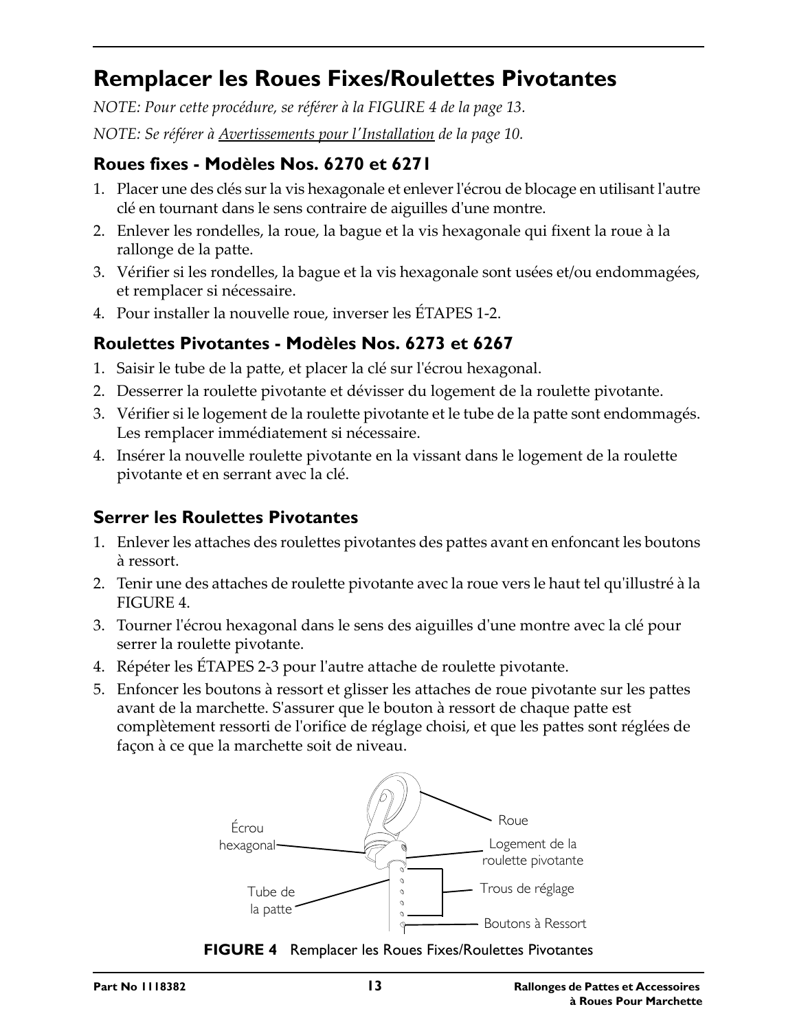## Remplacer les Roues Fixes/Roulettes Pivotantes

*NOTE: Pour cette procédure, se référer à la FIGURE 4 de la page 13.*

*NOTE: Se référer à Avertissements pour l'Installation de la page 10.*

### Roues fixes - Modèles Nos. 6270 et 6271

1. Placer une des clés sur la vis hexagonale et enlever l'écrou de blocage en utilisant l'autre clé en tournant dans le sens contraire de aiguilles d'une montre.
2. Enlever les rondelles, la roue, la bague et la vis hexagonale qui fixent la roue à la rallonge de la patte.
3. Vérifier si les rondelles, la bague et la vis hexagonale sont usées et/ou endommagées, et remplacer si nécessaire.
4. Pour installer la nouvelle roue, inverser les ÉTAPES 1-2.

### Roulettes Pivotantes - Modèles Nos. 6273 et 6267

1. Saisir le tube de la patte, et placer la clé sur l'écrou hexagonal.
2. Desserrer la roulette pivotante et dévisser du logement de la roulette pivotante.
3. Vérifier si le logement de la roulette pivotante et le tube de la patte sont endommagés. Les remplacer immédiatement si nécessaire.
4. Insérer la nouvelle roulette pivotante en la vissant dans le logement de la roulette pivotante et en serrant avec la clé.

### Serrer les Roulettes Pivotantes

1. Enlever les attaches des roulettes pivotantes des pattes avant en enfoncant les boutons à ressort.
2. Tenir une des attaches de roulette pivotante avec la roue vers le haut tel qu'illustré à la FIGURE 4.
3. Tourner l'écrou hexagonal dans le sens des aiguilles d'une montre avec la clé pour serrer la roulette pivotante.
4. Répéter les ÉTAPES 2-3 pour l'autre attache de roulette pivotante.
5. Enfoncer les boutons à ressort et glisser les attaches de roue pivotante sur les pattes avant de la marchette. S'assurer que le bouton à ressort de chaque patte est complètement ressorti de l'orifice de réglage choisi, et que les pattes sont réglées de façon à ce que la marchette soit de niveau.

Écrou hexagonal — Roue — Logement de la roulette pivotante — Tube de la patte — Trous de réglage — Boutons à Ressort

**FIGURE 4** Remplacer les Roues Fixes/Roulettes Pivotantes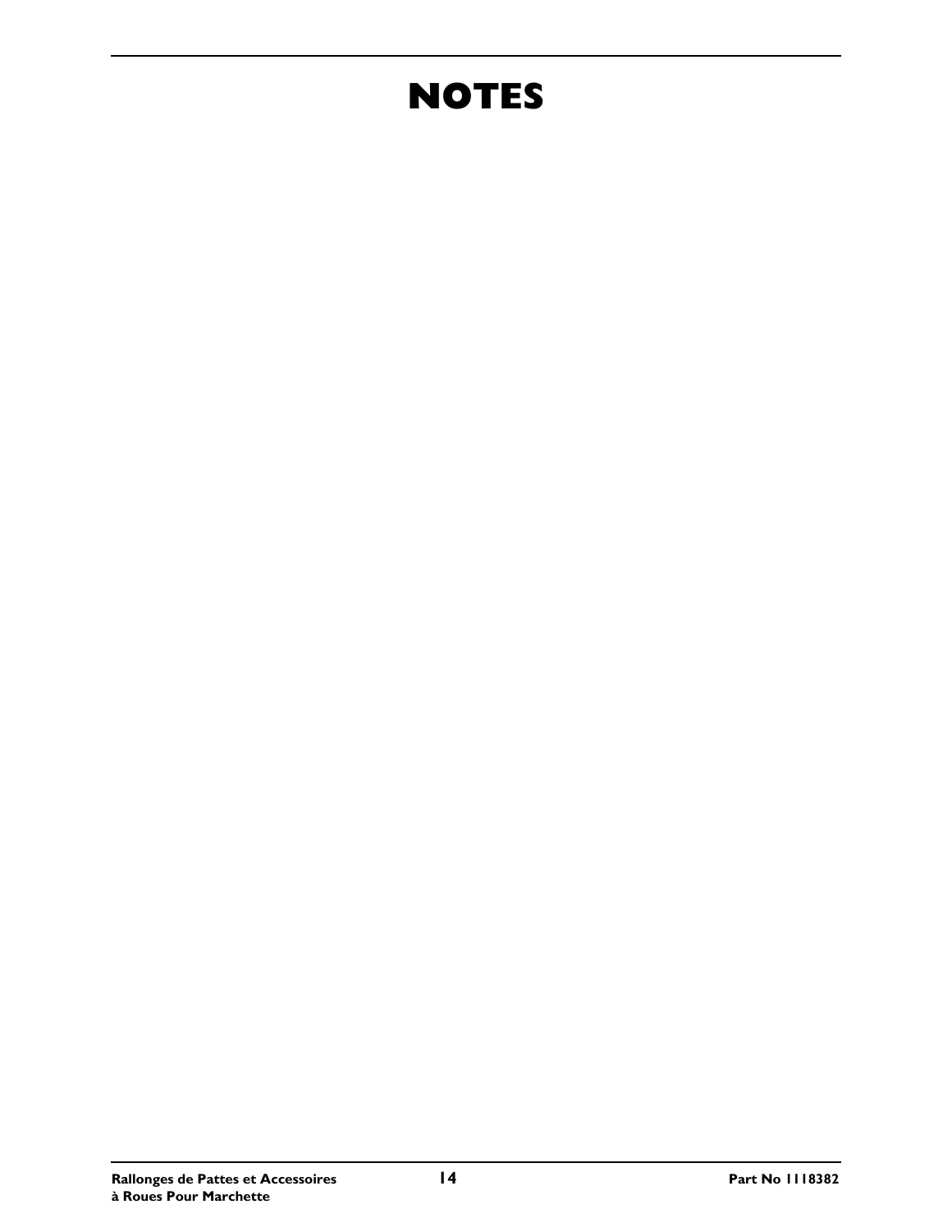# NOTES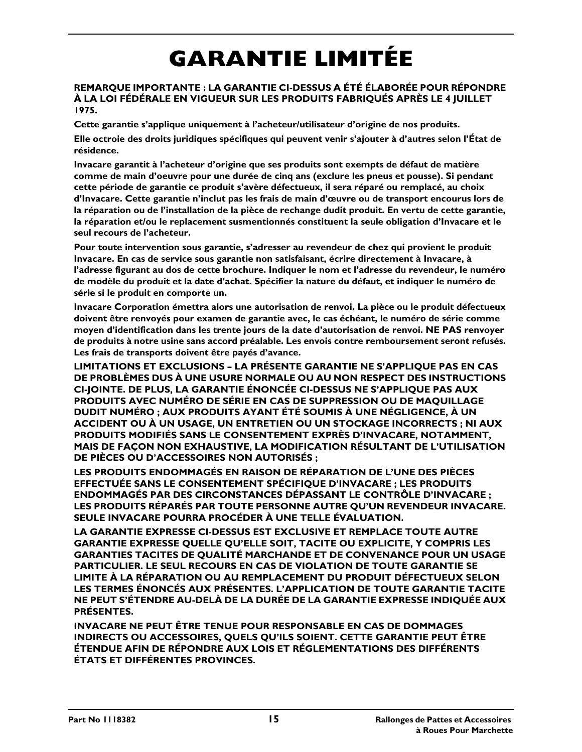# GARANTIE LIMITÉE

**REMARQUE IMPORTANTE : LA GARANTIE CI-DESSUS A ÉTÉ ÉLABORÉE POUR RÉPONDRE À LA LOI FÉDÉRALE EN VIGUEUR SUR LES PRODUITS FABRIQUÉS APRÈS LE 4 JUILLET 1975.**

**Cette garantie s'applique uniquement à l'acheteur/utilisateur d'origine de nos produits.**

**Elle octroie des droits juridiques spécifiques qui peuvent venir s'ajouter à d'autres selon l'État de résidence.**

**Invacare garantit à l'acheteur d'origine que ses produits sont exempts de défaut de matière comme de main d'oeuvre pour une durée de cinq ans (exclure les pneus et pousse). Si pendant cette période de garantie ce produit s'avère défectueux, il sera réparé ou remplacé, au choix d'Invacare. Cette garantie n'inclut pas les frais de main d'œuvre ou de transport encourus lors de la réparation ou de l'installation de la pièce de rechange dudit produit. En vertu de cette garantie, la réparation et/ou le replacement susmentionnés constituent la seule obligation d'Invacare et le seul recours de l'acheteur.**

**Pour toute intervention sous garantie, s'adresser au revendeur de chez qui provient le produit Invacare. En cas de service sous garantie non satisfaisant, écrire directement à Invacare, à l'adresse figurant au dos de cette brochure. Indiquer le nom et l'adresse du revendeur, le numéro de modèle du produit et la date d'achat. Spécifier la nature du défaut, et indiquer le numéro de série si le produit en comporte un.**

**Invacare Corporation émettra alors une autorisation de renvoi. La pièce ou le produit défectueux doivent être renvoyés pour examen de garantie avec, le cas échéant, le numéro de série comme moyen d'identification dans les trente jours de la date d'autorisation de renvoi. NE PAS renvoyer de produits à notre usine sans accord préalable. Les envois contre remboursement seront refusés. Les frais de transports doivent être payés d'avance.**

**LIMITATIONS ET EXCLUSIONS – LA PRÉSENTE GARANTIE NE S'APPLIQUE PAS EN CAS DE PROBLÈMES DUS À UNE USURE NORMALE OU AU NON RESPECT DES INSTRUCTIONS CI-JOINTE. DE PLUS, LA GARANTIE ÉNONCÉE CI-DESSUS NE S'APPLIQUE PAS AUX PRODUITS AVEC NUMÉRO DE SÉRIE EN CAS DE SUPPRESSION OU DE MAQUILLAGE DUDIT NUMÉRO ; AUX PRODUITS AYANT ÉTÉ SOUMIS À UNE NÉGLIGENCE, À UN ACCIDENT OU À UN USAGE, UN ENTRETIEN OU UN STOCKAGE INCORRECTS ; NI AUX PRODUITS MODIFIÉS SANS LE CONSENTEMENT EXPRÈS D'INVACARE, NOTAMMENT, MAIS DE FAÇON NON EXHAUSTIVE, LA MODIFICATION RÉSULTANT DE L'UTILISATION DE PIÈCES OU D'ACCESSOIRES NON AUTORISÉS ;**

**LES PRODUITS ENDOMMAGÉS EN RAISON DE RÉPARATION DE L'UNE DES PIÈCES EFFECTUÉE SANS LE CONSENTEMENT SPÉCIFIQUE D'INVACARE ; LES PRODUITS ENDOMMAGÉS PAR DES CIRCONSTANCES DÉPASSANT LE CONTRÔLE D'INVACARE ; LES PRODUITS RÉPARÉS PAR TOUTE PERSONNE AUTRE QU'UN REVENDEUR INVACARE. SEULE INVACARE POURRA PROCÉDER À UNE TELLE ÉVALUATION.**

**LA GARANTIE EXPRESSE CI-DESSUS EST EXCLUSIVE ET REMPLACE TOUTE AUTRE GARANTIE EXPRESSE QUELLE QU'ELLE SOIT, TACITE OU EXPLICITE, Y COMPRIS LES GARANTIES TACITES DE QUALITÉ MARCHANDE ET DE CONVENANCE POUR UN USAGE PARTICULIER. LE SEUL RECOURS EN CAS DE VIOLATION DE TOUTE GARANTIE SE LIMITE À LA RÉPARATION OU AU REMPLACEMENT DU PRODUIT DÉFECTUEUX SELON LES TERMES ÉNONCÉS AUX PRÉSENTES. L'APPLICATION DE TOUTE GARANTIE TACITE NE PEUT S'ÉTENDRE AU-DELÀ DE LA DURÉE DE LA GARANTIE EXPRESSE INDIQUÉE AUX PRÉSENTES.**

**INVACARE NE PEUT ÊTRE TENUE POUR RESPONSABLE EN CAS DE DOMMAGES INDIRECTS OU ACCESSOIRES, QUELS QU'ILS SOIENT. CETTE GARANTIE PEUT ÊTRE ÉTENDUE AFIN DE RÉPONDRE AUX LOIS ET RÉGLEMENTATIONS DES DIFFÉRENTS ÉTATS ET DIFFÉRENTES PROVINCES.**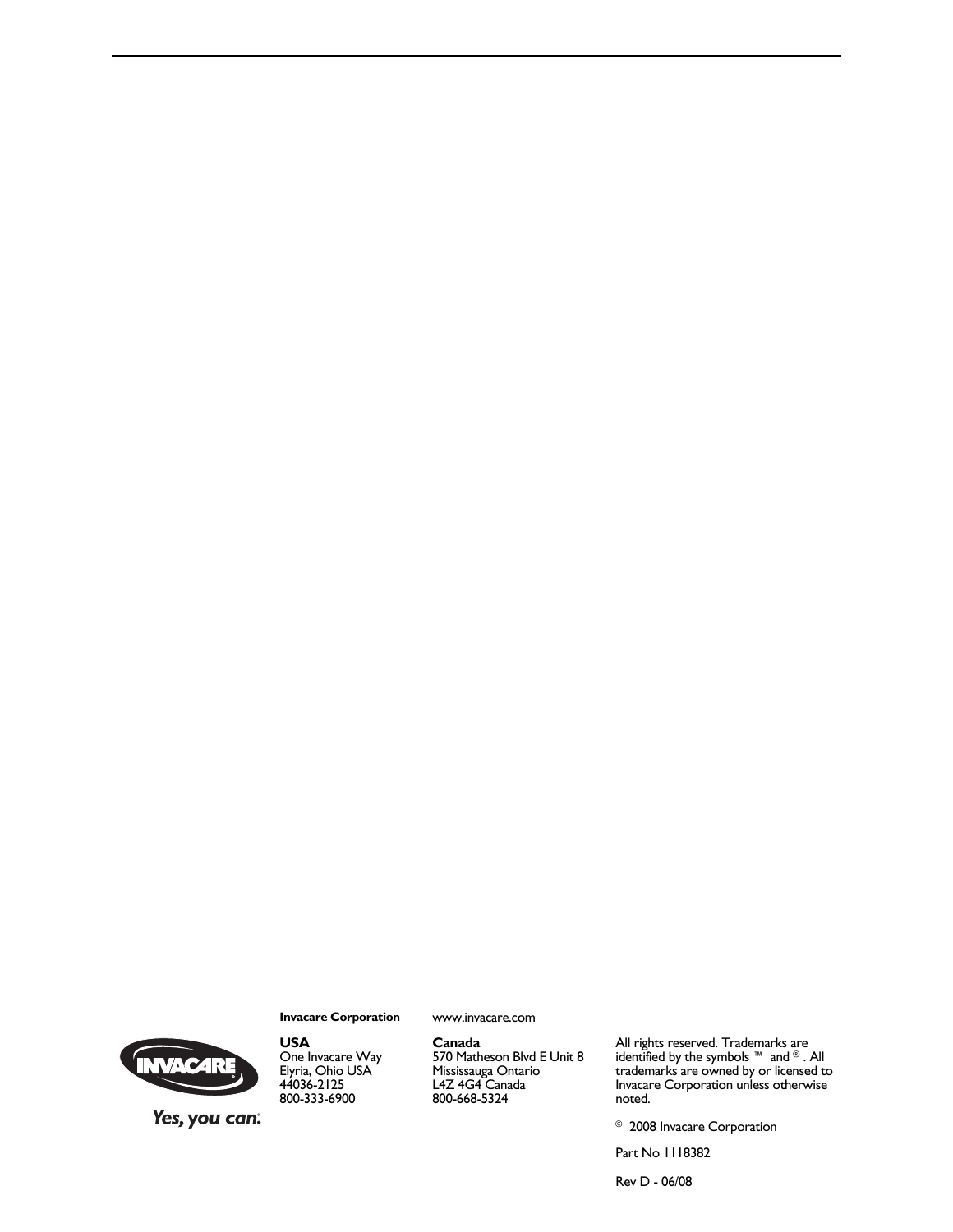**Invacare Corporation** www.invacare.com

**USA**
One Invacare Way
Elyria, Ohio USA
44036-2125
800-333-6900

**Canada**
570 Matheson Blvd E Unit 8
Mississauga Ontario
L4Z 4G4 Canada
800-668-5324

All rights reserved. Trademarks are identified by the symbols ™ and ®. All trademarks are owned by or licensed to Invacare Corporation unless otherwise noted.

© 2008 Invacare Corporation

Part No 1118382

Rev D - 06/08

Yes, you can.